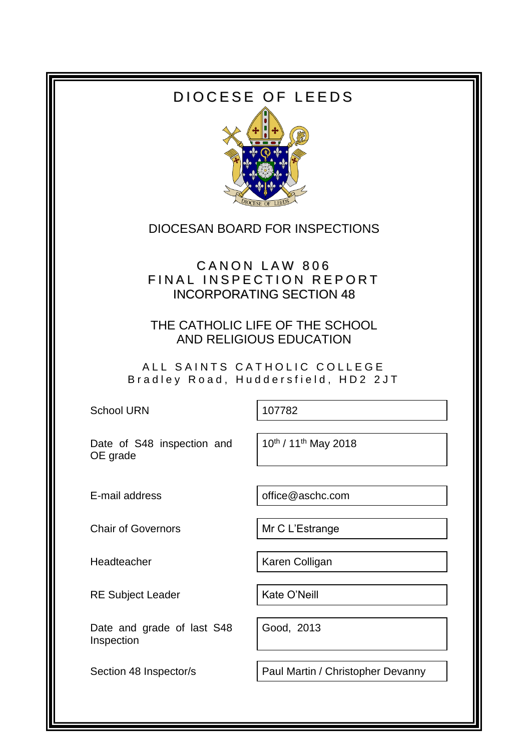# DIOCESE OF LEEDS

## DIOCESAN BOARD FOR INSPECTIONS

## CANON LAW 806
## FINAL INSPECTION REPORT
## INCORPORATING SECTION 48

## THE CATHOLIC LIFE OF THE SCHOOL AND RELIGIOUS EDUCATION

### ALL SAINTS CATHOLIC COLLEGE
Bradley Road, Huddersfield, HD2 2JT

| | |
|---|---|
| School URN | 107782 |
| Date of S48 inspection and OE grade | 10th / 11th May 2018 |
| E-mail address | office@aschc.com |
| Chair of Governors | Mr C L'Estrange |
| Headteacher | Karen Colligan |
| RE Subject Leader | Kate O'Neill |
| Date and grade of last S48 Inspection | Good, 2013 |
| Section 48 Inspector/s | Paul Martin / Christopher Devanny |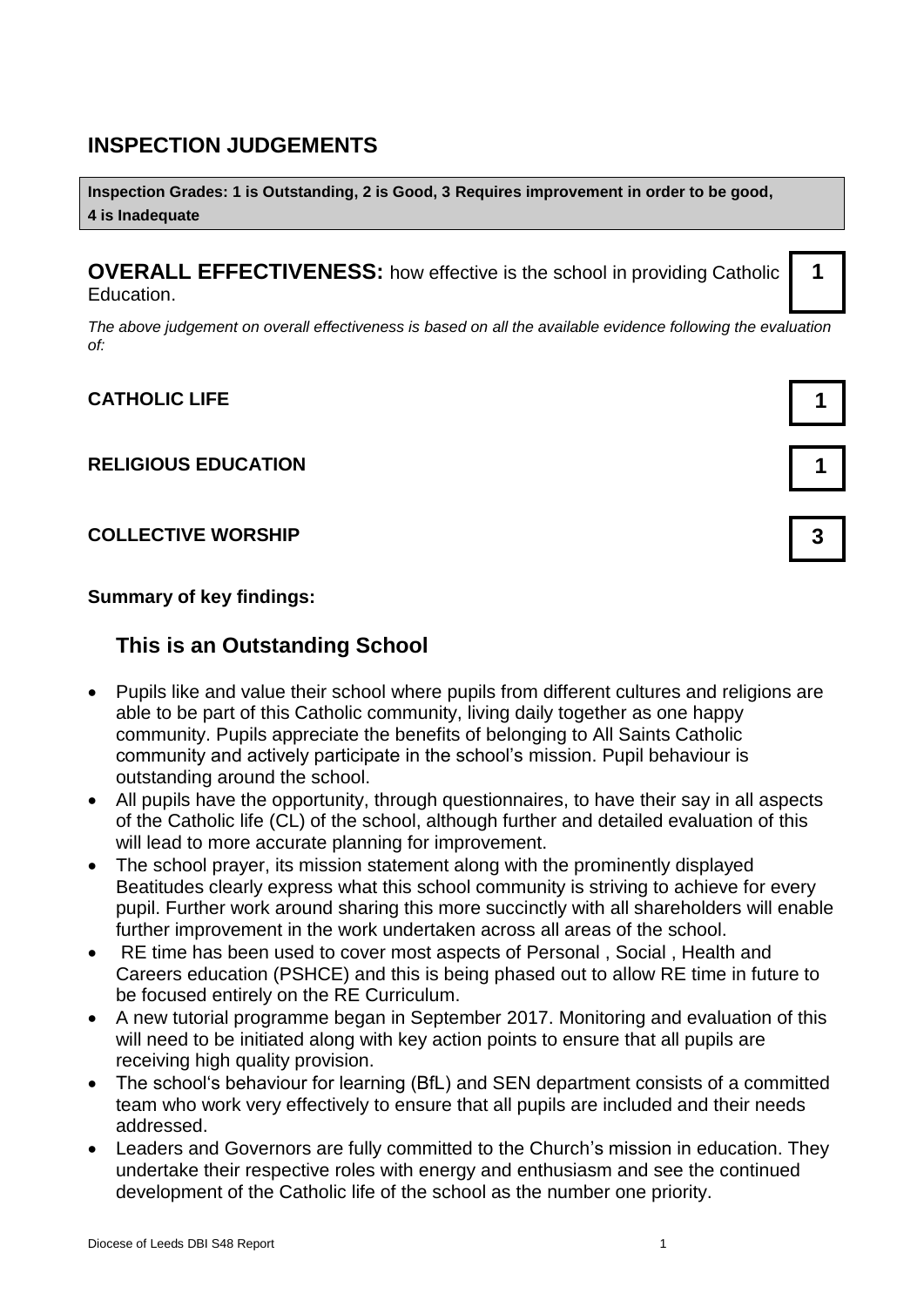## INSPECTION JUDGEMENTS

**Inspection Grades: 1 is Outstanding, 2 is Good, 3 Requires improvement in order to be good, 4 is Inadequate**

**OVERALL EFFECTIVENESS:** how effective is the school in providing Catholic Education. **1**

*The above judgement on overall effectiveness is based on all the available evidence following the evaluation of:*

| | |
|---|---|
| **CATHOLIC LIFE** | **1** |
| **RELIGIOUS EDUCATION** | **1** |
| **COLLECTIVE WORSHIP** | **3** |

**Summary of key findings:**

### This is an Outstanding School

- Pupils like and value their school where pupils from different cultures and religions are able to be part of this Catholic community, living daily together as one happy community. Pupils appreciate the benefits of belonging to All Saints Catholic community and actively participate in the school's mission. Pupil behaviour is outstanding around the school.
- All pupils have the opportunity, through questionnaires, to have their say in all aspects of the Catholic life (CL) of the school, although further and detailed evaluation of this will lead to more accurate planning for improvement.
- The school prayer, its mission statement along with the prominently displayed Beatitudes clearly express what this school community is striving to achieve for every pupil. Further work around sharing this more succinctly with all shareholders will enable further improvement in the work undertaken across all areas of the school.
- RE time has been used to cover most aspects of Personal , Social , Health and Careers education (PSHCE) and this is being phased out to allow RE time in future to be focused entirely on the RE Curriculum.
- A new tutorial programme began in September 2017. Monitoring and evaluation of this will need to be initiated along with key action points to ensure that all pupils are receiving high quality provision.
- The school's behaviour for learning (BfL) and SEN department consists of a committed team who work very effectively to ensure that all pupils are included and their needs addressed.
- Leaders and Governors are fully committed to the Church's mission in education. They undertake their respective roles with energy and enthusiasm and see the continued development of the Catholic life of the school as the number one priority.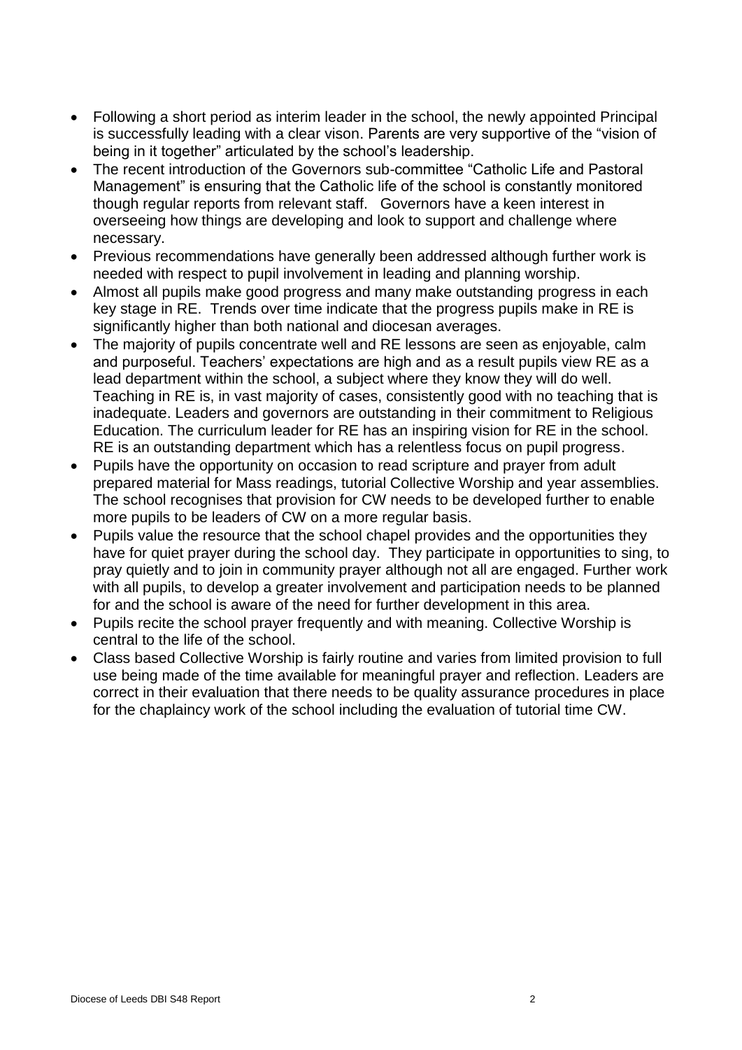- Following a short period as interim leader in the school, the newly appointed Principal is successfully leading with a clear vison. Parents are very supportive of the "vision of being in it together" articulated by the school's leadership.
- The recent introduction of the Governors sub-committee "Catholic Life and Pastoral Management" is ensuring that the Catholic life of the school is constantly monitored though regular reports from relevant staff. Governors have a keen interest in overseeing how things are developing and look to support and challenge where necessary.
- Previous recommendations have generally been addressed although further work is needed with respect to pupil involvement in leading and planning worship.
- Almost all pupils make good progress and many make outstanding progress in each key stage in RE. Trends over time indicate that the progress pupils make in RE is significantly higher than both national and diocesan averages.
- The majority of pupils concentrate well and RE lessons are seen as enjoyable, calm and purposeful. Teachers' expectations are high and as a result pupils view RE as a lead department within the school, a subject where they know they will do well. Teaching in RE is, in vast majority of cases, consistently good with no teaching that is inadequate. Leaders and governors are outstanding in their commitment to Religious Education. The curriculum leader for RE has an inspiring vision for RE in the school. RE is an outstanding department which has a relentless focus on pupil progress.
- Pupils have the opportunity on occasion to read scripture and prayer from adult prepared material for Mass readings, tutorial Collective Worship and year assemblies. The school recognises that provision for CW needs to be developed further to enable more pupils to be leaders of CW on a more regular basis.
- Pupils value the resource that the school chapel provides and the opportunities they have for quiet prayer during the school day. They participate in opportunities to sing, to pray quietly and to join in community prayer although not all are engaged. Further work with all pupils, to develop a greater involvement and participation needs to be planned for and the school is aware of the need for further development in this area.
- Pupils recite the school prayer frequently and with meaning. Collective Worship is central to the life of the school.
- Class based Collective Worship is fairly routine and varies from limited provision to full use being made of the time available for meaningful prayer and reflection. Leaders are correct in their evaluation that there needs to be quality assurance procedures in place for the chaplaincy work of the school including the evaluation of tutorial time CW.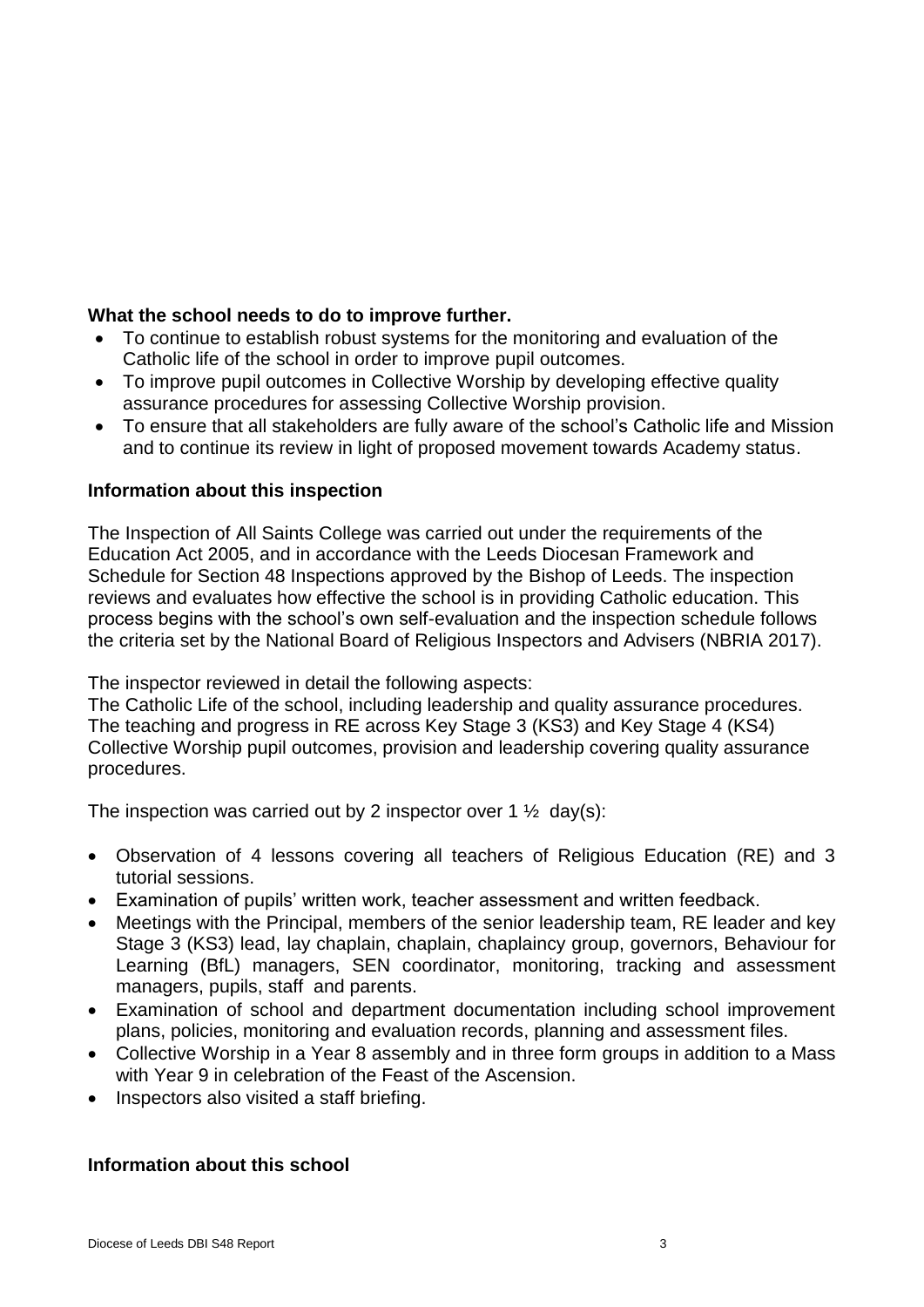**What the school needs to do to improve further.**

- To continue to establish robust systems for the monitoring and evaluation of the Catholic life of the school in order to improve pupil outcomes.
- To improve pupil outcomes in Collective Worship by developing effective quality assurance procedures for assessing Collective Worship provision.
- To ensure that all stakeholders are fully aware of the school's Catholic life and Mission and to continue its review in light of proposed movement towards Academy status.

**Information about this inspection**

The Inspection of All Saints College was carried out under the requirements of the Education Act 2005, and in accordance with the Leeds Diocesan Framework and Schedule for Section 48 Inspections approved by the Bishop of Leeds. The inspection reviews and evaluates how effective the school is in providing Catholic education. This process begins with the school's own self-evaluation and the inspection schedule follows the criteria set by the National Board of Religious Inspectors and Advisers (NBRIA 2017).

The inspector reviewed in detail the following aspects:
The Catholic Life of the school, including leadership and quality assurance procedures.
The teaching and progress in RE across Key Stage 3 (KS3) and Key Stage 4 (KS4)
Collective Worship pupil outcomes, provision and leadership covering quality assurance procedures.

The inspection was carried out by 2 inspector over 1 ½ day(s):

- Observation of 4 lessons covering all teachers of Religious Education (RE) and 3 tutorial sessions.
- Examination of pupils' written work, teacher assessment and written feedback.
- Meetings with the Principal, members of the senior leadership team, RE leader and key Stage 3 (KS3) lead, lay chaplain, chaplain, chaplaincy group, governors, Behaviour for Learning (BfL) managers, SEN coordinator, monitoring, tracking and assessment managers, pupils, staff and parents.
- Examination of school and department documentation including school improvement plans, policies, monitoring and evaluation records, planning and assessment files.
- Collective Worship in a Year 8 assembly and in three form groups in addition to a Mass with Year 9 in celebration of the Feast of the Ascension.
- Inspectors also visited a staff briefing.

**Information about this school**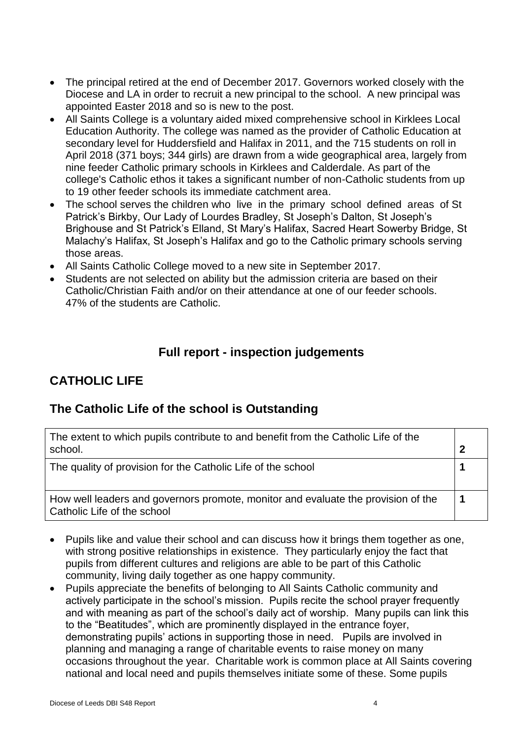- The principal retired at the end of December 2017. Governors worked closely with the Diocese and LA in order to recruit a new principal to the school. A new principal was appointed Easter 2018 and so is new to the post.
- All Saints College is a voluntary aided mixed comprehensive school in Kirklees Local Education Authority. The college was named as the provider of Catholic Education at secondary level for Huddersfield and Halifax in 2011, and the 715 students on roll in April 2018 (371 boys; 344 girls) are drawn from a wide geographical area, largely from nine feeder Catholic primary schools in Kirklees and Calderdale. As part of the college's Catholic ethos it takes a significant number of non-Catholic students from up to 19 other feeder schools its immediate catchment area.
- The school serves the children who live in the primary school defined areas of St Patrick's Birkby, Our Lady of Lourdes Bradley, St Joseph's Dalton, St Joseph's Brighouse and St Patrick's Elland, St Mary's Halifax, Sacred Heart Sowerby Bridge, St Malachy's Halifax, St Joseph's Halifax and go to the Catholic primary schools serving those areas.
- All Saints Catholic College moved to a new site in September 2017.
- Students are not selected on ability but the admission criteria are based on their Catholic/Christian Faith and/or on their attendance at one of our feeder schools. 47% of the students are Catholic.

## Full report - inspection judgements

## CATHOLIC LIFE

## The Catholic Life of the school is Outstanding

| | |
|---|---|
| The extent to which pupils contribute to and benefit from the Catholic Life of the school. | **2** |
| The quality of provision for the Catholic Life of the school | **1** |
| How well leaders and governors promote, monitor and evaluate the provision of the Catholic Life of the school | **1** |

- Pupils like and value their school and can discuss how it brings them together as one, with strong positive relationships in existence. They particularly enjoy the fact that pupils from different cultures and religions are able to be part of this Catholic community, living daily together as one happy community.
- Pupils appreciate the benefits of belonging to All Saints Catholic community and actively participate in the school's mission. Pupils recite the school prayer frequently and with meaning as part of the school's daily act of worship. Many pupils can link this to the "Beatitudes", which are prominently displayed in the entrance foyer, demonstrating pupils' actions in supporting those in need. Pupils are involved in planning and managing a range of charitable events to raise money on many occasions throughout the year. Charitable work is common place at All Saints covering national and local need and pupils themselves initiate some of these. Some pupils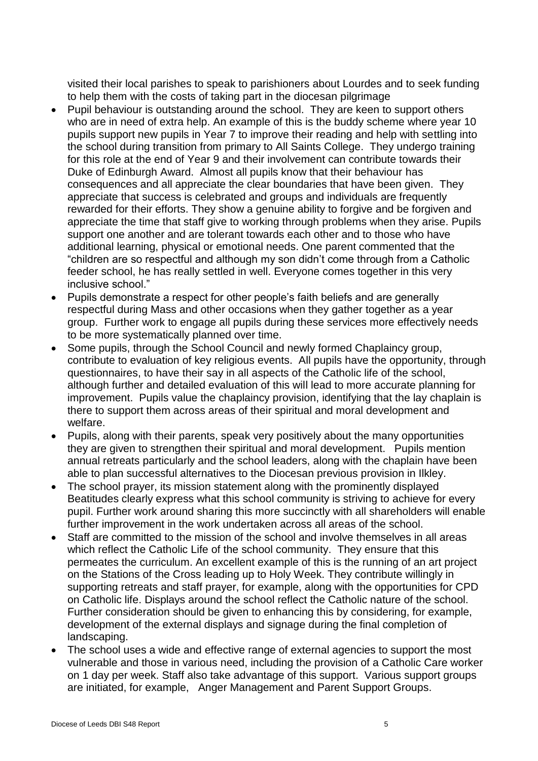visited their local parishes to speak to parishioners about Lourdes and to seek funding to help them with the costs of taking part in the diocesan pilgrimage

- Pupil behaviour is outstanding around the school. They are keen to support others who are in need of extra help. An example of this is the buddy scheme where year 10 pupils support new pupils in Year 7 to improve their reading and help with settling into the school during transition from primary to All Saints College. They undergo training for this role at the end of Year 9 and their involvement can contribute towards their Duke of Edinburgh Award. Almost all pupils know that their behaviour has consequences and all appreciate the clear boundaries that have been given. They appreciate that success is celebrated and groups and individuals are frequently rewarded for their efforts. They show a genuine ability to forgive and be forgiven and appreciate the time that staff give to working through problems when they arise. Pupils support one another and are tolerant towards each other and to those who have additional learning, physical or emotional needs. One parent commented that the "children are so respectful and although my son didn't come through from a Catholic feeder school, he has really settled in well. Everyone comes together in this very inclusive school."
- Pupils demonstrate a respect for other people's faith beliefs and are generally respectful during Mass and other occasions when they gather together as a year group. Further work to engage all pupils during these services more effectively needs to be more systematically planned over time.
- Some pupils, through the School Council and newly formed Chaplaincy group, contribute to evaluation of key religious events. All pupils have the opportunity, through questionnaires, to have their say in all aspects of the Catholic life of the school, although further and detailed evaluation of this will lead to more accurate planning for improvement. Pupils value the chaplaincy provision, identifying that the lay chaplain is there to support them across areas of their spiritual and moral development and welfare.
- Pupils, along with their parents, speak very positively about the many opportunities they are given to strengthen their spiritual and moral development. Pupils mention annual retreats particularly and the school leaders, along with the chaplain have been able to plan successful alternatives to the Diocesan previous provision in Ilkley.
- The school prayer, its mission statement along with the prominently displayed Beatitudes clearly express what this school community is striving to achieve for every pupil. Further work around sharing this more succinctly with all shareholders will enable further improvement in the work undertaken across all areas of the school.
- Staff are committed to the mission of the school and involve themselves in all areas which reflect the Catholic Life of the school community. They ensure that this permeates the curriculum. An excellent example of this is the running of an art project on the Stations of the Cross leading up to Holy Week. They contribute willingly in supporting retreats and staff prayer, for example, along with the opportunities for CPD on Catholic life. Displays around the school reflect the Catholic nature of the school. Further consideration should be given to enhancing this by considering, for example, development of the external displays and signage during the final completion of landscaping.
- The school uses a wide and effective range of external agencies to support the most vulnerable and those in various need, including the provision of a Catholic Care worker on 1 day per week. Staff also take advantage of this support. Various support groups are initiated, for example, Anger Management and Parent Support Groups.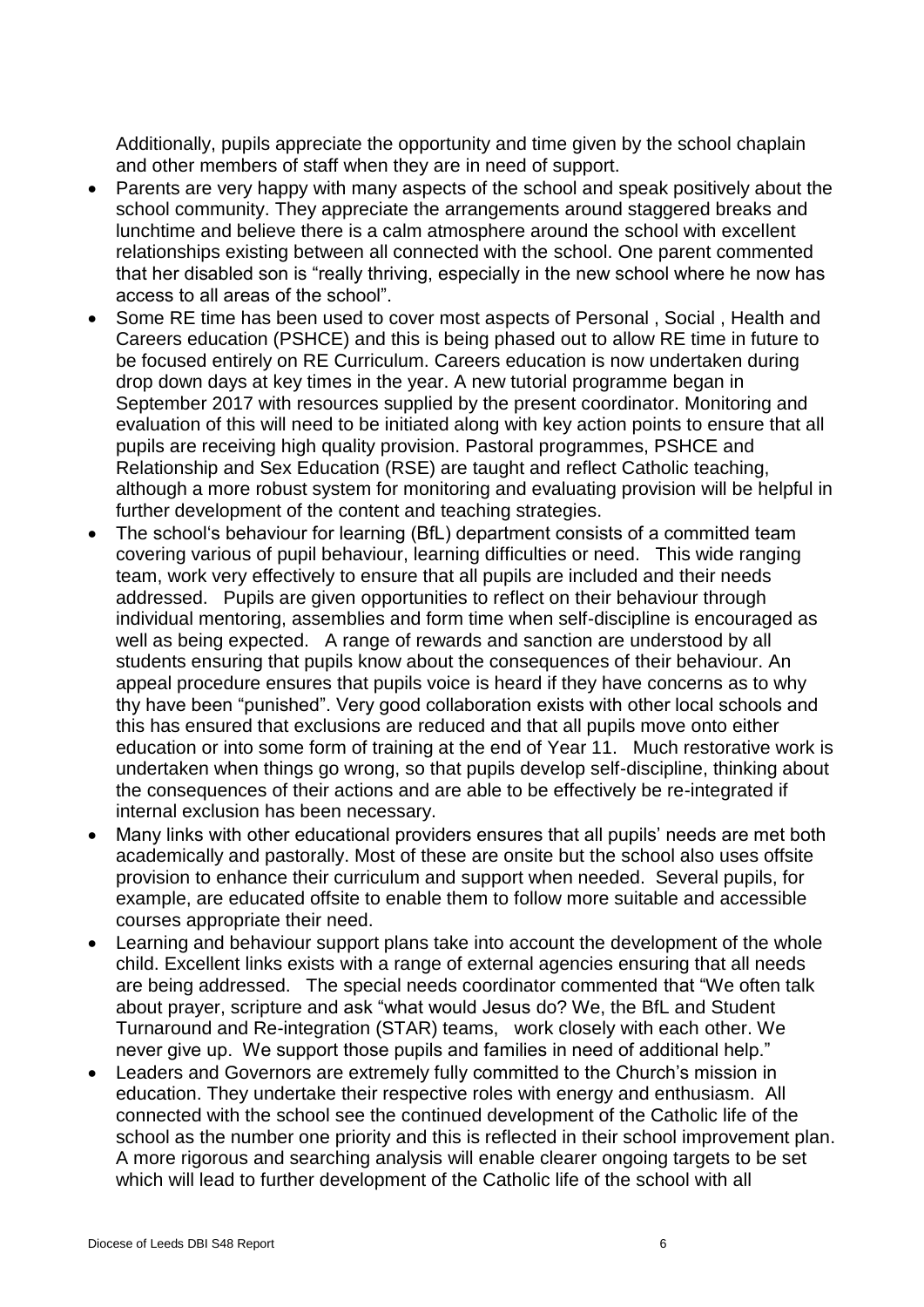Additionally, pupils appreciate the opportunity and time given by the school chaplain and other members of staff when they are in need of support.

- Parents are very happy with many aspects of the school and speak positively about the school community. They appreciate the arrangements around staggered breaks and lunchtime and believe there is a calm atmosphere around the school with excellent relationships existing between all connected with the school. One parent commented that her disabled son is "really thriving, especially in the new school where he now has access to all areas of the school".
- Some RE time has been used to cover most aspects of Personal , Social , Health and Careers education (PSHCE) and this is being phased out to allow RE time in future to be focused entirely on RE Curriculum. Careers education is now undertaken during drop down days at key times in the year. A new tutorial programme began in September 2017 with resources supplied by the present coordinator. Monitoring and evaluation of this will need to be initiated along with key action points to ensure that all pupils are receiving high quality provision. Pastoral programmes, PSHCE and Relationship and Sex Education (RSE) are taught and reflect Catholic teaching, although a more robust system for monitoring and evaluating provision will be helpful in further development of the content and teaching strategies.
- The school's behaviour for learning (BfL) department consists of a committed team covering various of pupil behaviour, learning difficulties or need. This wide ranging team, work very effectively to ensure that all pupils are included and their needs addressed. Pupils are given opportunities to reflect on their behaviour through individual mentoring, assemblies and form time when self-discipline is encouraged as well as being expected. A range of rewards and sanction are understood by all students ensuring that pupils know about the consequences of their behaviour. An appeal procedure ensures that pupils voice is heard if they have concerns as to why thy have been "punished". Very good collaboration exists with other local schools and this has ensured that exclusions are reduced and that all pupils move onto either education or into some form of training at the end of Year 11. Much restorative work is undertaken when things go wrong, so that pupils develop self-discipline, thinking about the consequences of their actions and are able to be effectively be re-integrated if internal exclusion has been necessary.
- Many links with other educational providers ensures that all pupils' needs are met both academically and pastorally. Most of these are onsite but the school also uses offsite provision to enhance their curriculum and support when needed. Several pupils, for example, are educated offsite to enable them to follow more suitable and accessible courses appropriate their need.
- Learning and behaviour support plans take into account the development of the whole child. Excellent links exists with a range of external agencies ensuring that all needs are being addressed. The special needs coordinator commented that "We often talk about prayer, scripture and ask "what would Jesus do? We, the BfL and Student Turnaround and Re-integration (STAR) teams, work closely with each other. We never give up. We support those pupils and families in need of additional help."
- Leaders and Governors are extremely fully committed to the Church's mission in education. They undertake their respective roles with energy and enthusiasm. All connected with the school see the continued development of the Catholic life of the school as the number one priority and this is reflected in their school improvement plan. A more rigorous and searching analysis will enable clearer ongoing targets to be set which will lead to further development of the Catholic life of the school with all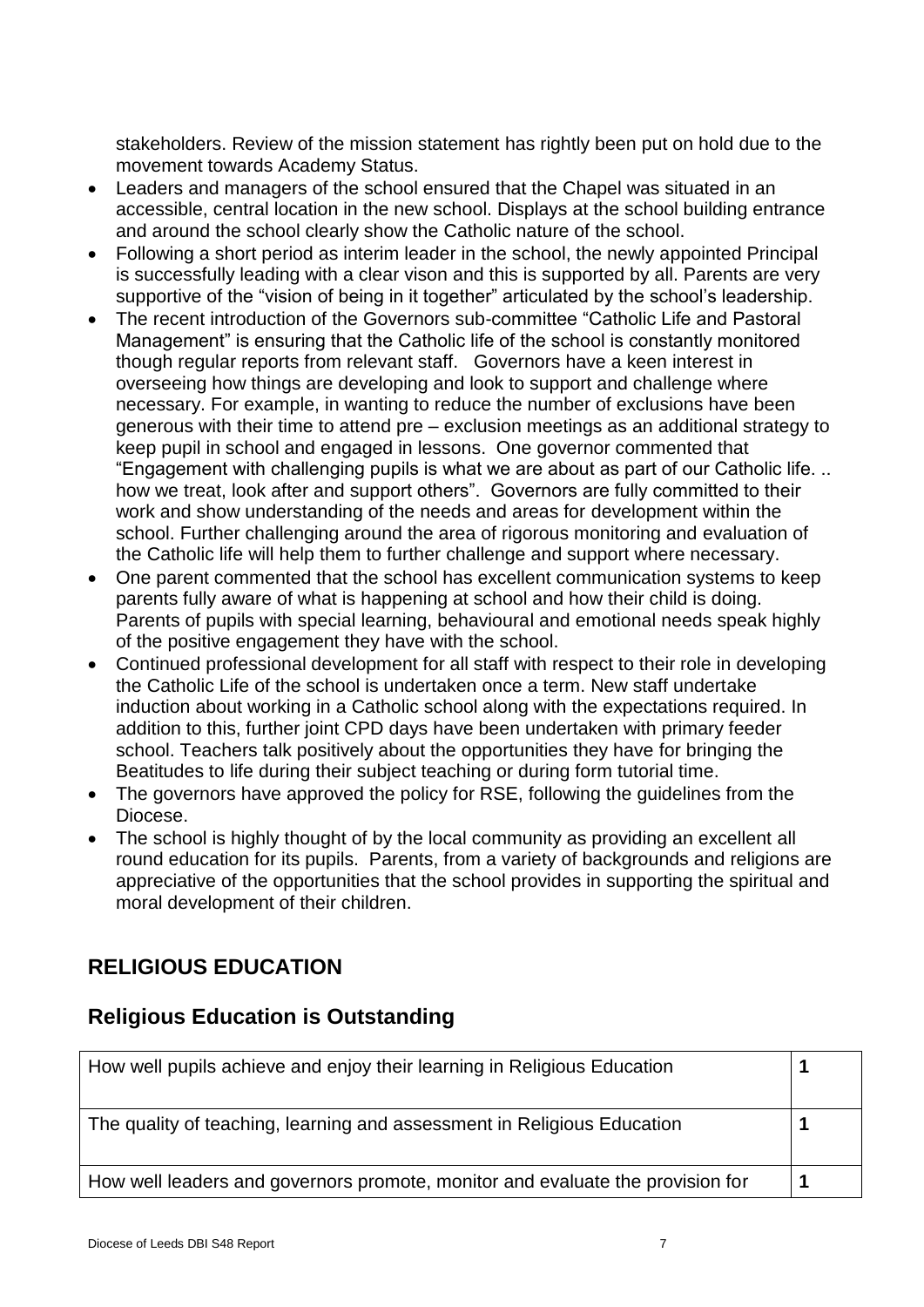stakeholders. Review of the mission statement has rightly been put on hold due to the movement towards Academy Status.

- Leaders and managers of the school ensured that the Chapel was situated in an accessible, central location in the new school. Displays at the school building entrance and around the school clearly show the Catholic nature of the school.
- Following a short period as interim leader in the school, the newly appointed Principal is successfully leading with a clear vison and this is supported by all. Parents are very supportive of the "vision of being in it together" articulated by the school's leadership.
- The recent introduction of the Governors sub-committee "Catholic Life and Pastoral Management" is ensuring that the Catholic life of the school is constantly monitored though regular reports from relevant staff. Governors have a keen interest in overseeing how things are developing and look to support and challenge where necessary. For example, in wanting to reduce the number of exclusions have been generous with their time to attend pre – exclusion meetings as an additional strategy to keep pupil in school and engaged in lessons. One governor commented that "Engagement with challenging pupils is what we are about as part of our Catholic life. .. how we treat, look after and support others". Governors are fully committed to their work and show understanding of the needs and areas for development within the school. Further challenging around the area of rigorous monitoring and evaluation of the Catholic life will help them to further challenge and support where necessary.
- One parent commented that the school has excellent communication systems to keep parents fully aware of what is happening at school and how their child is doing. Parents of pupils with special learning, behavioural and emotional needs speak highly of the positive engagement they have with the school.
- Continued professional development for all staff with respect to their role in developing the Catholic Life of the school is undertaken once a term. New staff undertake induction about working in a Catholic school along with the expectations required. In addition to this, further joint CPD days have been undertaken with primary feeder school. Teachers talk positively about the opportunities they have for bringing the Beatitudes to life during their subject teaching or during form tutorial time.
- The governors have approved the policy for RSE, following the guidelines from the Diocese.
- The school is highly thought of by the local community as providing an excellent all round education for its pupils. Parents, from a variety of backgrounds and religions are appreciative of the opportunities that the school provides in supporting the spiritual and moral development of their children.

## RELIGIOUS EDUCATION

## Religious Education is Outstanding

| | |
|---|---|
| How well pupils achieve and enjoy their learning in Religious Education | **1** |
| The quality of teaching, learning and assessment in Religious Education | **1** |
| How well leaders and governors promote, monitor and evaluate the provision for | **1** |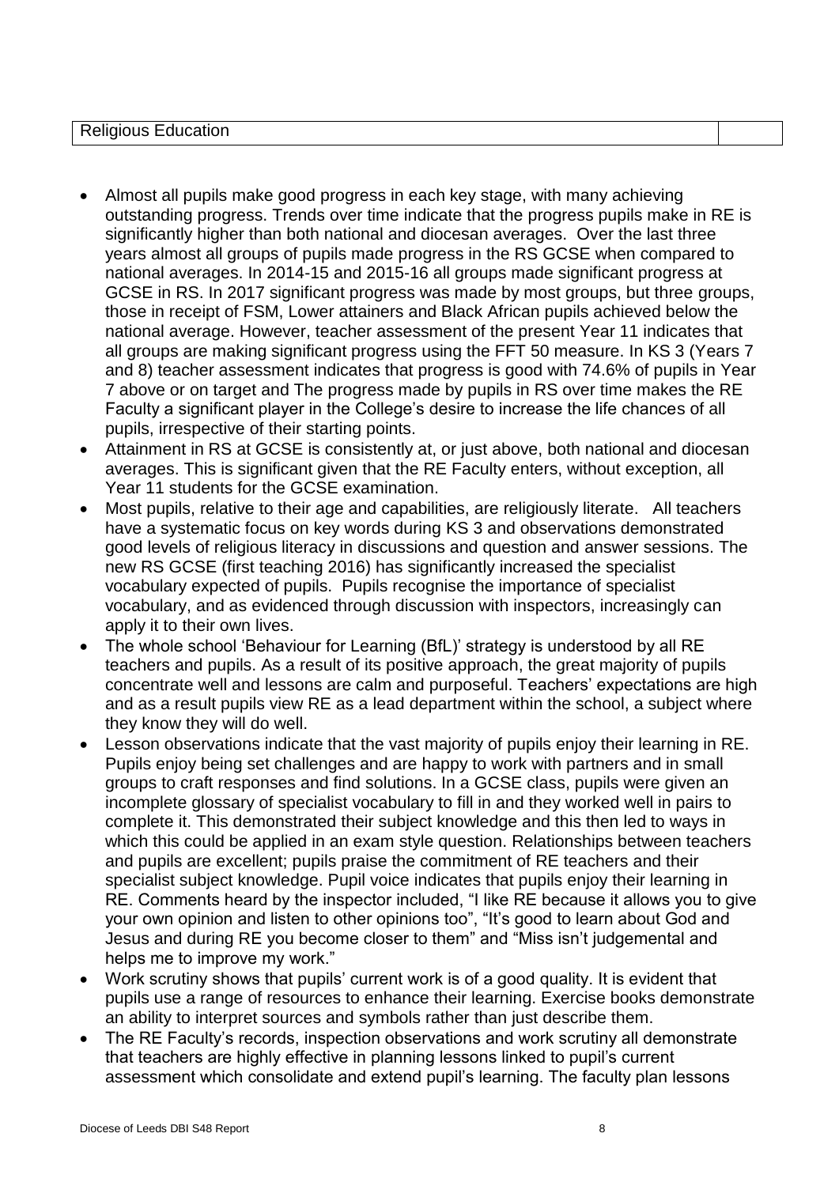| Religious Education | |
|---|---|

- Almost all pupils make good progress in each key stage, with many achieving outstanding progress. Trends over time indicate that the progress pupils make in RE is significantly higher than both national and diocesan averages. Over the last three years almost all groups of pupils made progress in the RS GCSE when compared to national averages. In 2014-15 and 2015-16 all groups made significant progress at GCSE in RS. In 2017 significant progress was made by most groups, but three groups, those in receipt of FSM, Lower attainers and Black African pupils achieved below the national average. However, teacher assessment of the present Year 11 indicates that all groups are making significant progress using the FFT 50 measure. In KS 3 (Years 7 and 8) teacher assessment indicates that progress is good with 74.6% of pupils in Year 7 above or on target and The progress made by pupils in RS over time makes the RE Faculty a significant player in the College's desire to increase the life chances of all pupils, irrespective of their starting points.
- Attainment in RS at GCSE is consistently at, or just above, both national and diocesan averages. This is significant given that the RE Faculty enters, without exception, all Year 11 students for the GCSE examination.
- Most pupils, relative to their age and capabilities, are religiously literate. All teachers have a systematic focus on key words during KS 3 and observations demonstrated good levels of religious literacy in discussions and question and answer sessions. The new RS GCSE (first teaching 2016) has significantly increased the specialist vocabulary expected of pupils. Pupils recognise the importance of specialist vocabulary, and as evidenced through discussion with inspectors, increasingly can apply it to their own lives.
- The whole school 'Behaviour for Learning (BfL)' strategy is understood by all RE teachers and pupils. As a result of its positive approach, the great majority of pupils concentrate well and lessons are calm and purposeful. Teachers' expectations are high and as a result pupils view RE as a lead department within the school, a subject where they know they will do well.
- Lesson observations indicate that the vast majority of pupils enjoy their learning in RE. Pupils enjoy being set challenges and are happy to work with partners and in small groups to craft responses and find solutions. In a GCSE class, pupils were given an incomplete glossary of specialist vocabulary to fill in and they worked well in pairs to complete it. This demonstrated their subject knowledge and this then led to ways in which this could be applied in an exam style question. Relationships between teachers and pupils are excellent; pupils praise the commitment of RE teachers and their specialist subject knowledge. Pupil voice indicates that pupils enjoy their learning in RE. Comments heard by the inspector included, "I like RE because it allows you to give your own opinion and listen to other opinions too", "It's good to learn about God and Jesus and during RE you become closer to them" and "Miss isn't judgemental and helps me to improve my work."
- Work scrutiny shows that pupils' current work is of a good quality. It is evident that pupils use a range of resources to enhance their learning. Exercise books demonstrate an ability to interpret sources and symbols rather than just describe them.
- The RE Faculty's records, inspection observations and work scrutiny all demonstrate that teachers are highly effective in planning lessons linked to pupil's current assessment which consolidate and extend pupil's learning. The faculty plan lessons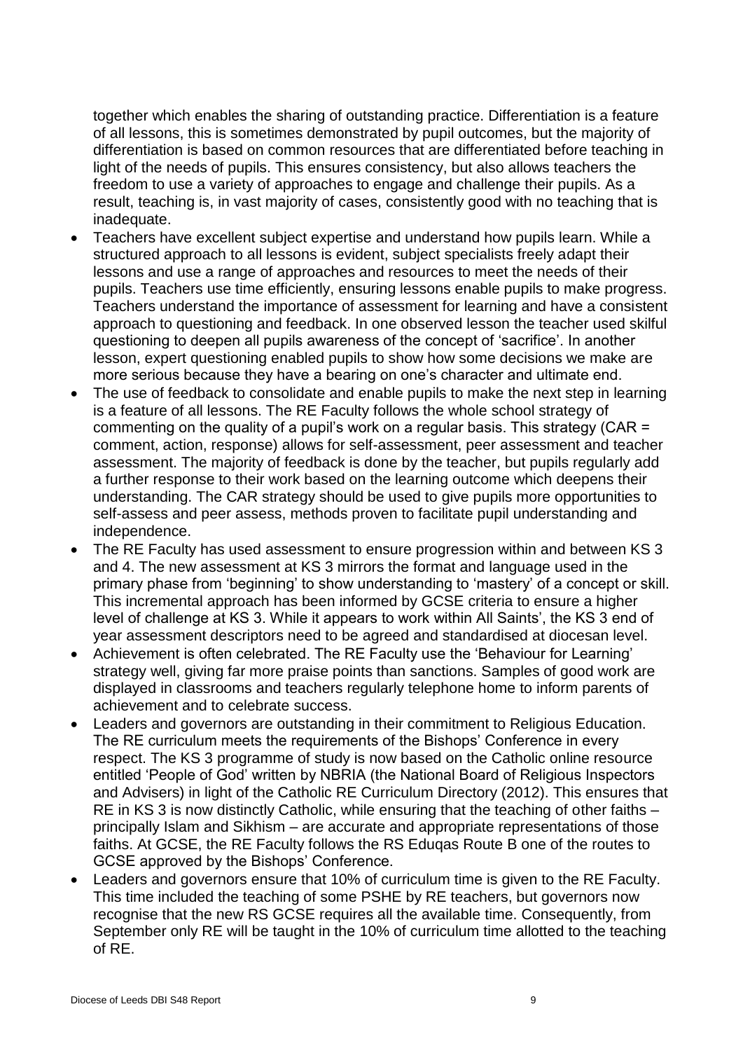together which enables the sharing of outstanding practice. Differentiation is a feature of all lessons, this is sometimes demonstrated by pupil outcomes, but the majority of differentiation is based on common resources that are differentiated before teaching in light of the needs of pupils. This ensures consistency, but also allows teachers the freedom to use a variety of approaches to engage and challenge their pupils. As a result, teaching is, in vast majority of cases, consistently good with no teaching that is inadequate.

- Teachers have excellent subject expertise and understand how pupils learn. While a structured approach to all lessons is evident, subject specialists freely adapt their lessons and use a range of approaches and resources to meet the needs of their pupils. Teachers use time efficiently, ensuring lessons enable pupils to make progress. Teachers understand the importance of assessment for learning and have a consistent approach to questioning and feedback. In one observed lesson the teacher used skilful questioning to deepen all pupils awareness of the concept of 'sacrifice'. In another lesson, expert questioning enabled pupils to show how some decisions we make are more serious because they have a bearing on one's character and ultimate end.
- The use of feedback to consolidate and enable pupils to make the next step in learning is a feature of all lessons. The RE Faculty follows the whole school strategy of commenting on the quality of a pupil's work on a regular basis. This strategy (CAR = comment, action, response) allows for self-assessment, peer assessment and teacher assessment. The majority of feedback is done by the teacher, but pupils regularly add a further response to their work based on the learning outcome which deepens their understanding. The CAR strategy should be used to give pupils more opportunities to self-assess and peer assess, methods proven to facilitate pupil understanding and independence.
- The RE Faculty has used assessment to ensure progression within and between KS 3 and 4. The new assessment at KS 3 mirrors the format and language used in the primary phase from 'beginning' to show understanding to 'mastery' of a concept or skill. This incremental approach has been informed by GCSE criteria to ensure a higher level of challenge at KS 3. While it appears to work within All Saints', the KS 3 end of year assessment descriptors need to be agreed and standardised at diocesan level.
- Achievement is often celebrated. The RE Faculty use the 'Behaviour for Learning' strategy well, giving far more praise points than sanctions. Samples of good work are displayed in classrooms and teachers regularly telephone home to inform parents of achievement and to celebrate success.
- Leaders and governors are outstanding in their commitment to Religious Education. The RE curriculum meets the requirements of the Bishops' Conference in every respect. The KS 3 programme of study is now based on the Catholic online resource entitled 'People of God' written by NBRIA (the National Board of Religious Inspectors and Advisers) in light of the Catholic RE Curriculum Directory (2012). This ensures that RE in KS 3 is now distinctly Catholic, while ensuring that the teaching of other faiths – principally Islam and Sikhism – are accurate and appropriate representations of those faiths. At GCSE, the RE Faculty follows the RS Eduqas Route B one of the routes to GCSE approved by the Bishops' Conference.
- Leaders and governors ensure that 10% of curriculum time is given to the RE Faculty. This time included the teaching of some PSHE by RE teachers, but governors now recognise that the new RS GCSE requires all the available time. Consequently, from September only RE will be taught in the 10% of curriculum time allotted to the teaching of RE.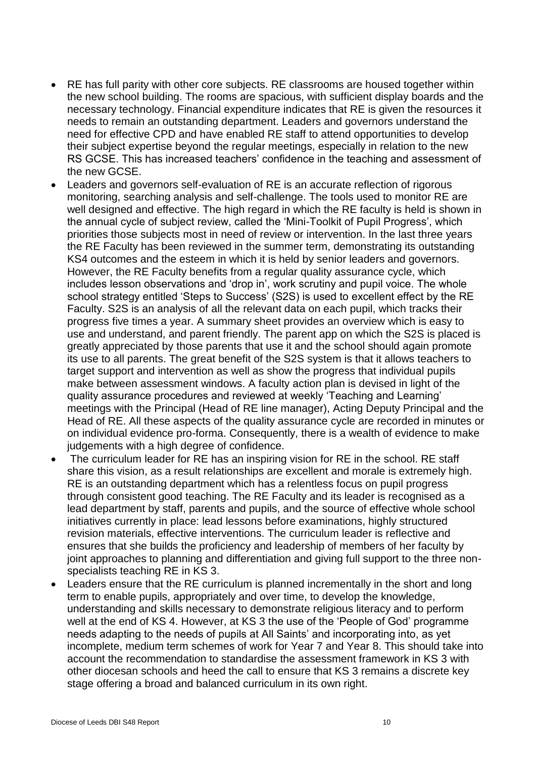- RE has full parity with other core subjects. RE classrooms are housed together within the new school building. The rooms are spacious, with sufficient display boards and the necessary technology. Financial expenditure indicates that RE is given the resources it needs to remain an outstanding department. Leaders and governors understand the need for effective CPD and have enabled RE staff to attend opportunities to develop their subject expertise beyond the regular meetings, especially in relation to the new RS GCSE. This has increased teachers' confidence in the teaching and assessment of the new GCSE.
- Leaders and governors self-evaluation of RE is an accurate reflection of rigorous monitoring, searching analysis and self-challenge. The tools used to monitor RE are well designed and effective. The high regard in which the RE faculty is held is shown in the annual cycle of subject review, called the 'Mini-Toolkit of Pupil Progress', which priorities those subjects most in need of review or intervention. In the last three years the RE Faculty has been reviewed in the summer term, demonstrating its outstanding KS4 outcomes and the esteem in which it is held by senior leaders and governors. However, the RE Faculty benefits from a regular quality assurance cycle, which includes lesson observations and 'drop in', work scrutiny and pupil voice. The whole school strategy entitled 'Steps to Success' (S2S) is used to excellent effect by the RE Faculty. S2S is an analysis of all the relevant data on each pupil, which tracks their progress five times a year. A summary sheet provides an overview which is easy to use and understand, and parent friendly. The parent app on which the S2S is placed is greatly appreciated by those parents that use it and the school should again promote its use to all parents. The great benefit of the S2S system is that it allows teachers to target support and intervention as well as show the progress that individual pupils make between assessment windows. A faculty action plan is devised in light of the quality assurance procedures and reviewed at weekly 'Teaching and Learning' meetings with the Principal (Head of RE line manager), Acting Deputy Principal and the Head of RE. All these aspects of the quality assurance cycle are recorded in minutes or on individual evidence pro-forma. Consequently, there is a wealth of evidence to make judgements with a high degree of confidence.
- The curriculum leader for RE has an inspiring vision for RE in the school. RE staff share this vision, as a result relationships are excellent and morale is extremely high. RE is an outstanding department which has a relentless focus on pupil progress through consistent good teaching. The RE Faculty and its leader is recognised as a lead department by staff, parents and pupils, and the source of effective whole school initiatives currently in place: lead lessons before examinations, highly structured revision materials, effective interventions. The curriculum leader is reflective and ensures that she builds the proficiency and leadership of members of her faculty by joint approaches to planning and differentiation and giving full support to the three non-specialists teaching RE in KS 3.
- Leaders ensure that the RE curriculum is planned incrementally in the short and long term to enable pupils, appropriately and over time, to develop the knowledge, understanding and skills necessary to demonstrate religious literacy and to perform well at the end of KS 4. However, at KS 3 the use of the 'People of God' programme needs adapting to the needs of pupils at All Saints' and incorporating into, as yet incomplete, medium term schemes of work for Year 7 and Year 8. This should take into account the recommendation to standardise the assessment framework in KS 3 with other diocesan schools and heed the call to ensure that KS 3 remains a discrete key stage offering a broad and balanced curriculum in its own right.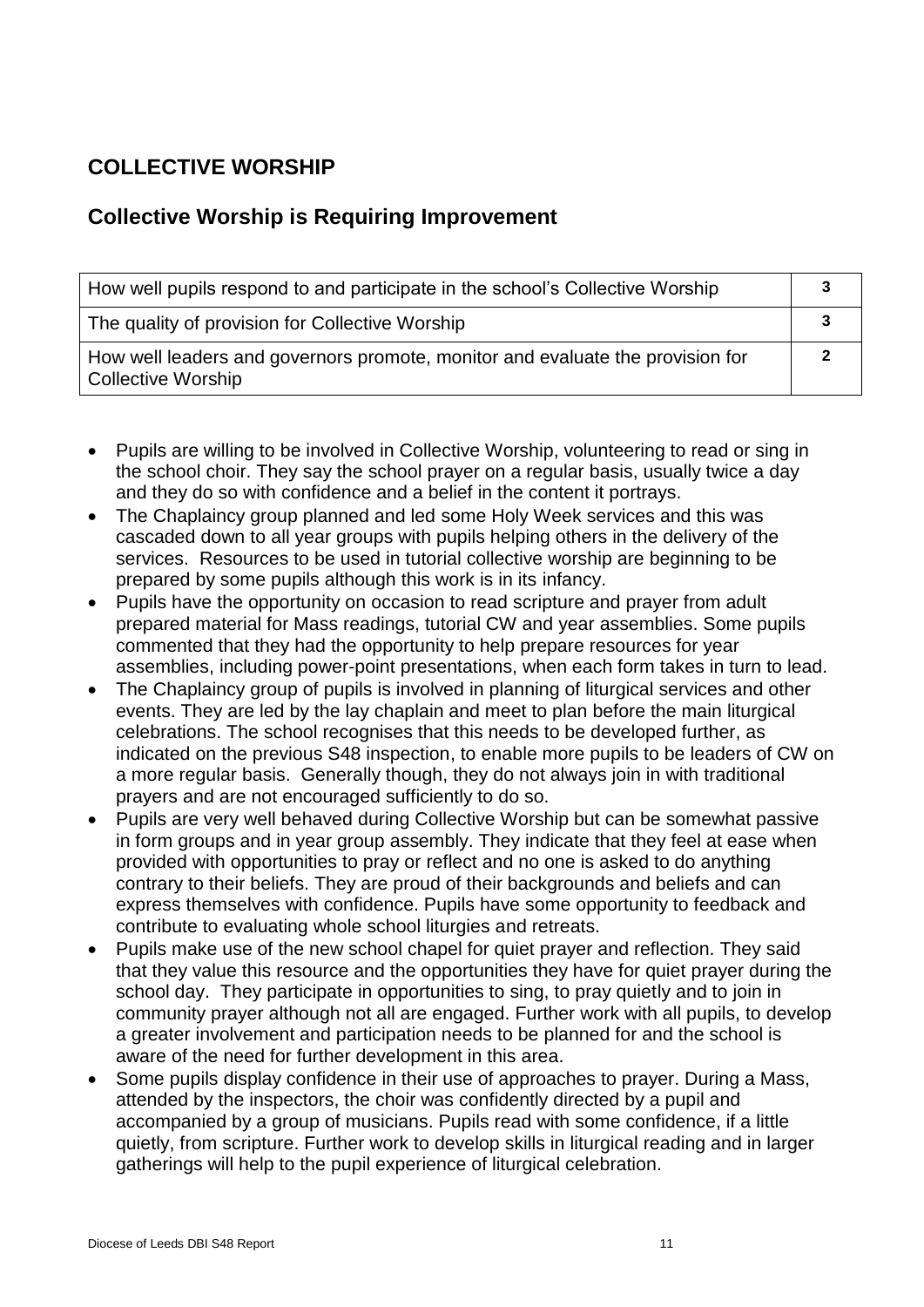## COLLECTIVE WORSHIP

### Collective Worship is Requiring Improvement

| | |
|---|---|
| How well pupils respond to and participate in the school's Collective Worship | **3** |
| The quality of provision for Collective Worship | **3** |
| How well leaders and governors promote, monitor and evaluate the provision for Collective Worship | **2** |

- Pupils are willing to be involved in Collective Worship, volunteering to read or sing in the school choir. They say the school prayer on a regular basis, usually twice a day and they do so with confidence and a belief in the content it portrays.
- The Chaplaincy group planned and led some Holy Week services and this was cascaded down to all year groups with pupils helping others in the delivery of the services. Resources to be used in tutorial collective worship are beginning to be prepared by some pupils although this work is in its infancy.
- Pupils have the opportunity on occasion to read scripture and prayer from adult prepared material for Mass readings, tutorial CW and year assemblies. Some pupils commented that they had the opportunity to help prepare resources for year assemblies, including power-point presentations, when each form takes in turn to lead.
- The Chaplaincy group of pupils is involved in planning of liturgical services and other events. They are led by the lay chaplain and meet to plan before the main liturgical celebrations. The school recognises that this needs to be developed further, as indicated on the previous S48 inspection, to enable more pupils to be leaders of CW on a more regular basis. Generally though, they do not always join in with traditional prayers and are not encouraged sufficiently to do so.
- Pupils are very well behaved during Collective Worship but can be somewhat passive in form groups and in year group assembly. They indicate that they feel at ease when provided with opportunities to pray or reflect and no one is asked to do anything contrary to their beliefs. They are proud of their backgrounds and beliefs and can express themselves with confidence. Pupils have some opportunity to feedback and contribute to evaluating whole school liturgies and retreats.
- Pupils make use of the new school chapel for quiet prayer and reflection. They said that they value this resource and the opportunities they have for quiet prayer during the school day. They participate in opportunities to sing, to pray quietly and to join in community prayer although not all are engaged. Further work with all pupils, to develop a greater involvement and participation needs to be planned for and the school is aware of the need for further development in this area.
- Some pupils display confidence in their use of approaches to prayer. During a Mass, attended by the inspectors, the choir was confidently directed by a pupil and accompanied by a group of musicians. Pupils read with some confidence, if a little quietly, from scripture. Further work to develop skills in liturgical reading and in larger gatherings will help to the pupil experience of liturgical celebration.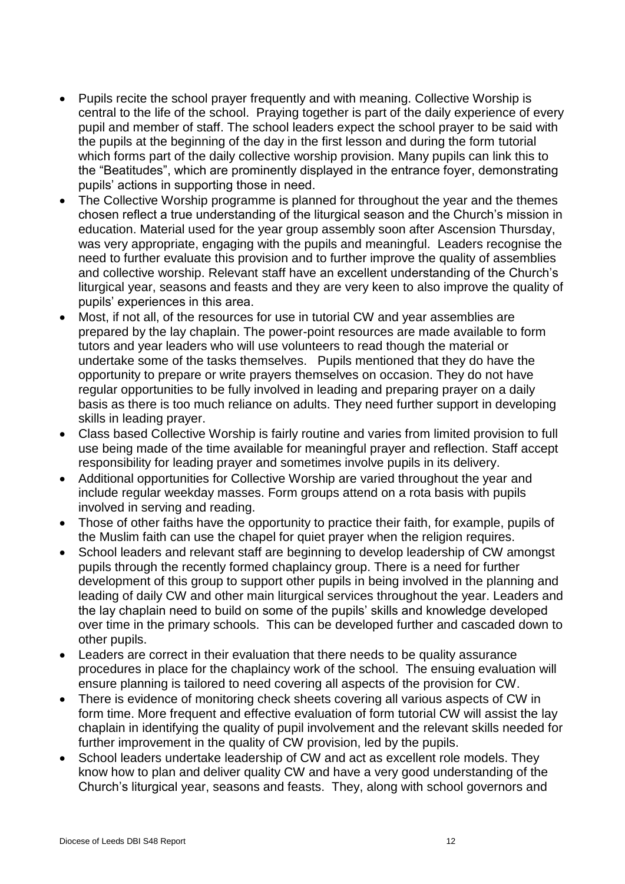- Pupils recite the school prayer frequently and with meaning. Collective Worship is central to the life of the school. Praying together is part of the daily experience of every pupil and member of staff. The school leaders expect the school prayer to be said with the pupils at the beginning of the day in the first lesson and during the form tutorial which forms part of the daily collective worship provision. Many pupils can link this to the "Beatitudes", which are prominently displayed in the entrance foyer, demonstrating pupils' actions in supporting those in need.
- The Collective Worship programme is planned for throughout the year and the themes chosen reflect a true understanding of the liturgical season and the Church's mission in education. Material used for the year group assembly soon after Ascension Thursday, was very appropriate, engaging with the pupils and meaningful. Leaders recognise the need to further evaluate this provision and to further improve the quality of assemblies and collective worship. Relevant staff have an excellent understanding of the Church's liturgical year, seasons and feasts and they are very keen to also improve the quality of pupils' experiences in this area.
- Most, if not all, of the resources for use in tutorial CW and year assemblies are prepared by the lay chaplain. The power-point resources are made available to form tutors and year leaders who will use volunteers to read though the material or undertake some of the tasks themselves. Pupils mentioned that they do have the opportunity to prepare or write prayers themselves on occasion. They do not have regular opportunities to be fully involved in leading and preparing prayer on a daily basis as there is too much reliance on adults. They need further support in developing skills in leading prayer.
- Class based Collective Worship is fairly routine and varies from limited provision to full use being made of the time available for meaningful prayer and reflection. Staff accept responsibility for leading prayer and sometimes involve pupils in its delivery.
- Additional opportunities for Collective Worship are varied throughout the year and include regular weekday masses. Form groups attend on a rota basis with pupils involved in serving and reading.
- Those of other faiths have the opportunity to practice their faith, for example, pupils of the Muslim faith can use the chapel for quiet prayer when the religion requires.
- School leaders and relevant staff are beginning to develop leadership of CW amongst pupils through the recently formed chaplaincy group. There is a need for further development of this group to support other pupils in being involved in the planning and leading of daily CW and other main liturgical services throughout the year. Leaders and the lay chaplain need to build on some of the pupils' skills and knowledge developed over time in the primary schools. This can be developed further and cascaded down to other pupils.
- Leaders are correct in their evaluation that there needs to be quality assurance procedures in place for the chaplaincy work of the school. The ensuing evaluation will ensure planning is tailored to need covering all aspects of the provision for CW.
- There is evidence of monitoring check sheets covering all various aspects of CW in form time. More frequent and effective evaluation of form tutorial CW will assist the lay chaplain in identifying the quality of pupil involvement and the relevant skills needed for further improvement in the quality of CW provision, led by the pupils.
- School leaders undertake leadership of CW and act as excellent role models. They know how to plan and deliver quality CW and have a very good understanding of the Church's liturgical year, seasons and feasts. They, along with school governors and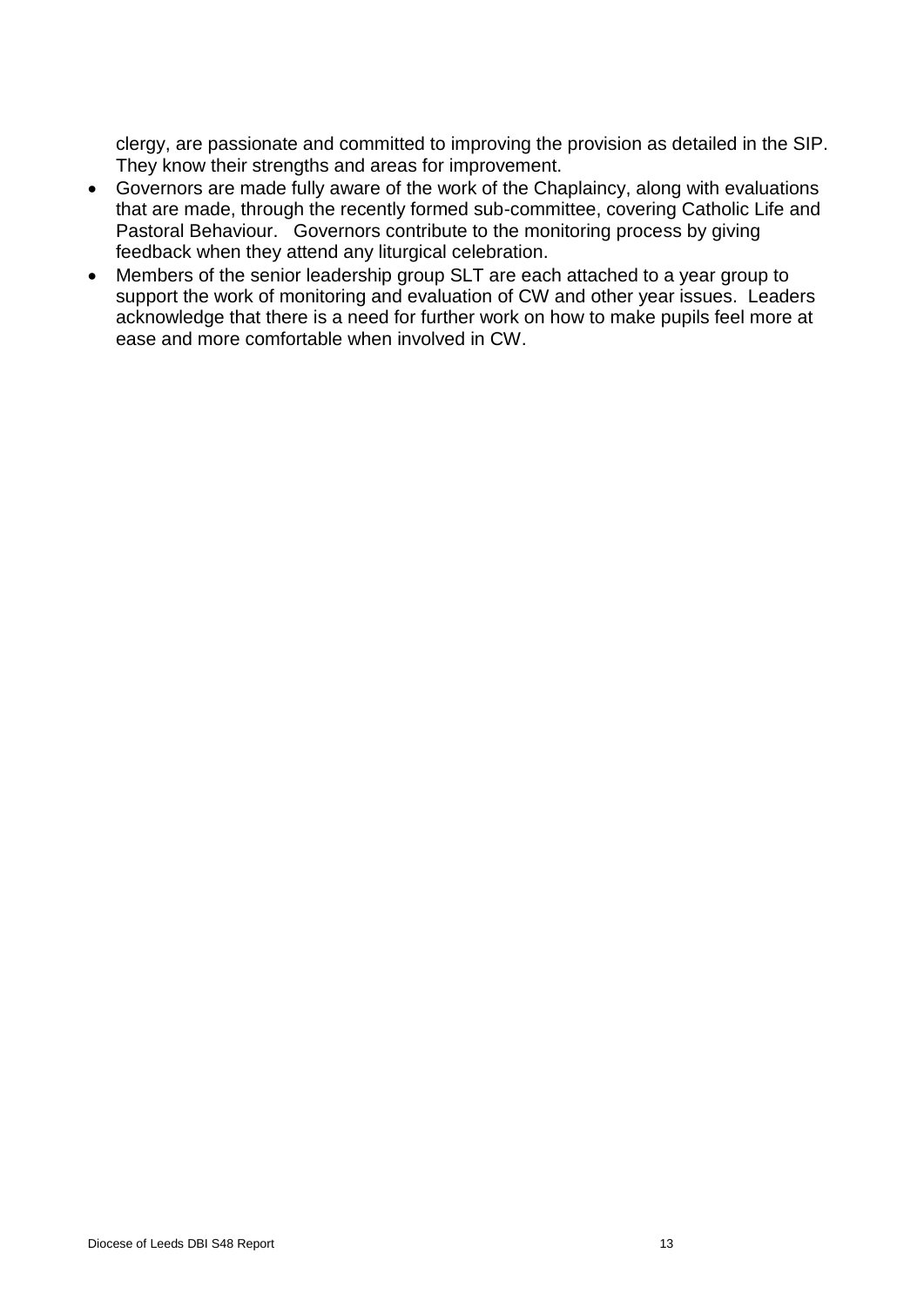clergy, are passionate and committed to improving the provision as detailed in the SIP. They know their strengths and areas for improvement.

- Governors are made fully aware of the work of the Chaplaincy, along with evaluations that are made, through the recently formed sub-committee, covering Catholic Life and Pastoral Behaviour. Governors contribute to the monitoring process by giving feedback when they attend any liturgical celebration.
- Members of the senior leadership group SLT are each attached to a year group to support the work of monitoring and evaluation of CW and other year issues. Leaders acknowledge that there is a need for further work on how to make pupils feel more at ease and more comfortable when involved in CW.